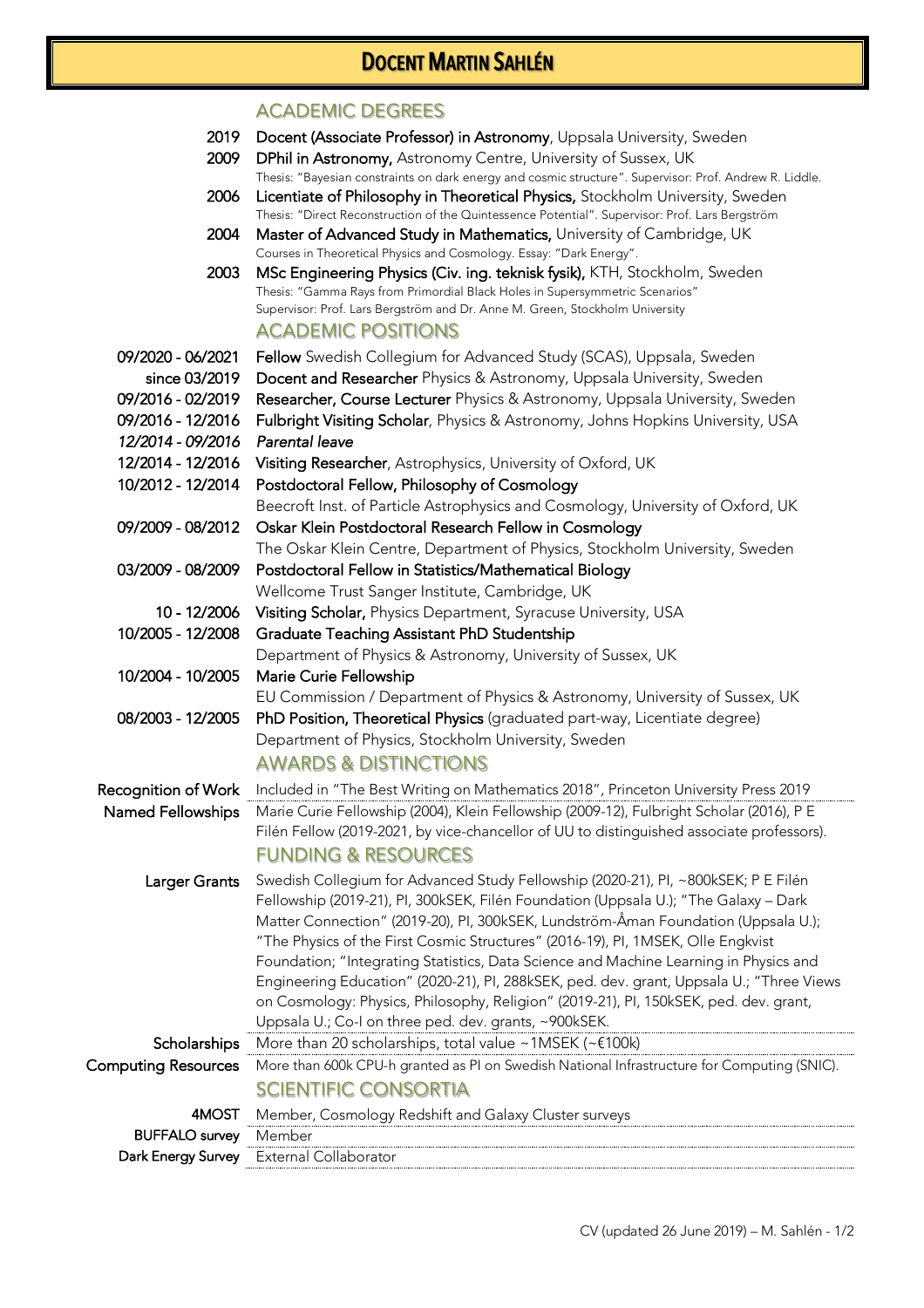# Docent Martin Sahlén

## ACADEMIC DEGREES

| | |
|---|---|
| 2019 | **Docent (Associate Professor) in Astronomy**, Uppsala University, Sweden |
| 2009 | **DPhil in Astronomy,** Astronomy Centre, University of Sussex, UK<br>Thesis: "Bayesian constraints on dark energy and cosmic structure". Supervisor: Prof. Andrew R. Liddle. |
| 2006 | **Licentiate of Philosophy in Theoretical Physics,** Stockholm University, Sweden<br>Thesis: "Direct Reconstruction of the Quintessence Potential". Supervisor: Prof. Lars Bergström |
| 2004 | **Master of Advanced Study in Mathematics,** University of Cambridge, UK<br>Courses in Theoretical Physics and Cosmology. Essay: "Dark Energy". |
| 2003 | **MSc Engineering Physics (Civ. ing. teknisk fysik),** KTH, Stockholm, Sweden<br>Thesis: "Gamma Rays from Primordial Black Holes in Supersymmetric Scenarios"<br>Supervisor: Prof. Lars Bergström and Dr. Anne M. Green, Stockholm University |

## ACADEMIC POSITIONS

| | |
|---|---|
| 09/2020 - 06/2021 | **Fellow** Swedish Collegium for Advanced Study (SCAS), Uppsala, Sweden |
| since 03/2019 | **Docent and Researcher** Physics & Astronomy, Uppsala University, Sweden |
| 09/2016 - 02/2019 | **Researcher, Course Lecturer** Physics & Astronomy, Uppsala University, Sweden |
| 09/2016 - 12/2016 | **Fulbright Visiting Scholar**, Physics & Astronomy, Johns Hopkins University, USA |
| *12/2014 - 09/2016* | *Parental leave* |
| 12/2014 - 12/2016 | **Visiting Researcher**, Astrophysics, University of Oxford, UK |
| 10/2012 - 12/2014 | **Postdoctoral Fellow, Philosophy of Cosmology**<br>Beecroft Inst. of Particle Astrophysics and Cosmology, University of Oxford, UK |
| 09/2009 - 08/2012 | **Oskar Klein Postdoctoral Research Fellow in Cosmology**<br>The Oskar Klein Centre, Department of Physics, Stockholm University, Sweden |
| 03/2009 - 08/2009 | **Postdoctoral Fellow in Statistics/Mathematical Biology**<br>Wellcome Trust Sanger Institute, Cambridge, UK |
| 10 - 12/2006 | **Visiting Scholar,** Physics Department, Syracuse University, USA |
| 10/2005 - 12/2008 | **Graduate Teaching Assistant PhD Studentship**<br>Department of Physics & Astronomy, University of Sussex, UK |
| 10/2004 - 10/2005 | **Marie Curie Fellowship**<br>EU Commission / Department of Physics & Astronomy, University of Sussex, UK |
| 08/2003 - 12/2005 | **PhD Position, Theoretical Physics** (graduated part-way, Licentiate degree)<br>Department of Physics, Stockholm University, Sweden |

## AWARDS & DISTINCTIONS

| | |
|---|---|
| **Recognition of Work** | Included in "The Best Writing on Mathematics 2018", Princeton University Press 2019 |
| **Named Fellowships** | Marie Curie Fellowship (2004), Klein Fellowship (2009-12), Fulbright Scholar (2016), P E Filén Fellow (2019-2021, by vice-chancellor of UU to distinguished associate professors). |

## FUNDING & RESOURCES

| | |
|---|---|
| **Larger Grants** | Swedish Collegium for Advanced Study Fellowship (2020-21), PI, ~800kSEK; P E Filén Fellowship (2019-21), PI, 300kSEK, Filén Foundation (Uppsala U.); "The Galaxy – Dark Matter Connection" (2019-20), PI, 300kSEK, Lundström-Åman Foundation (Uppsala U.); "The Physics of the First Cosmic Structures" (2016-19), PI, 1MSEK, Olle Engkvist Foundation; "Integrating Statistics, Data Science and Machine Learning in Physics and Engineering Education" (2020-21), PI, 288kSEK, ped. dev. grant, Uppsala U.; "Three Views on Cosmology: Physics, Philosophy, Religion" (2019-21), PI, 150kSEK, ped. dev. grant, Uppsala U.; Co-I on three ped. dev. grants, ~900kSEK. |
| **Scholarships** | More than 20 scholarships, total value ~1MSEK (~€100k) |
| **Computing Resources** | More than 600k CPU-h granted as PI on Swedish National Infrastructure for Computing (SNIC). |

## SCIENTIFIC CONSORTIA

| | |
|---|---|
| **4MOST** | Member, Cosmology Redshift and Galaxy Cluster surveys |
| **BUFFALO survey** | Member |
| **Dark Energy Survey** | External Collaborator |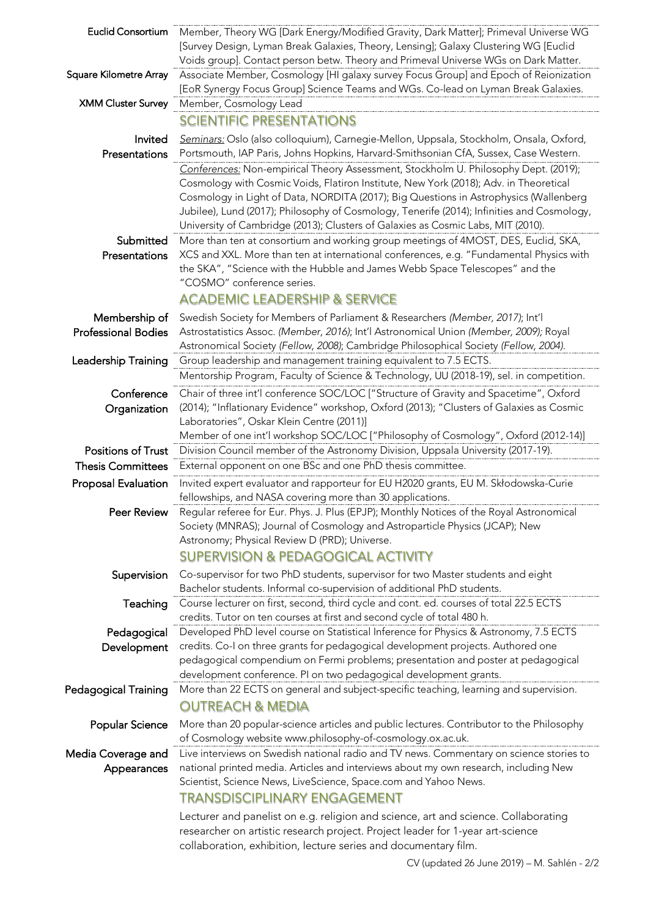**Euclid Consortium** Member, Theory WG [Dark Energy/Modified Gravity, Dark Matter]; Primeval Universe WG [Survey Design, Lyman Break Galaxies, Theory, Lensing]; Galaxy Clustering WG [Euclid Voids group]. Contact person betw. Theory and Primeval Universe WGs on Dark Matter.

**Square Kilometre Array** Associate Member, Cosmology [HI galaxy survey Focus Group] and Epoch of Reionization [EoR Synergy Focus Group] Science Teams and WGs. Co-lead on Lyman Break Galaxies.

**XMM Cluster Survey** Member, Cosmology Lead

## SCIENTIFIC PRESENTATIONS

**Invited Presentations** _Seminars:_ Oslo (also colloquium), Carnegie-Mellon, Uppsala, Stockholm, Onsala, Oxford, Portsmouth, IAP Paris, Johns Hopkins, Harvard-Smithsonian CfA, Sussex, Case Western.

_Conferences:_ Non-empirical Theory Assessment, Stockholm U. Philosophy Dept. (2019); Cosmology with Cosmic Voids, Flatiron Institute, New York (2018); Adv. in Theoretical Cosmology in Light of Data, NORDITA (2017); Big Questions in Astrophysics (Wallenberg Jubilee), Lund (2017); Philosophy of Cosmology, Tenerife (2014); Infinities and Cosmology, University of Cambridge (2013); Clusters of Galaxies as Cosmic Labs, MIT (2010).

**Submitted Presentations** More than ten at consortium and working group meetings of 4MOST, DES, Euclid, SKA, XCS and XXL. More than ten at international conferences, e.g. "Fundamental Physics with the SKA", "Science with the Hubble and James Webb Space Telescopes" and the "COSMO" conference series.

## ACADEMIC LEADERSHIP & SERVICE

**Membership of Professional Bodies** Swedish Society for Members of Parliament & Researchers *(Member, 2017)*; Int'l Astrostatistics Assoc. *(Member, 2016)*; Int'l Astronomical Union *(Member, 2009)*; Royal Astronomical Society *(Fellow, 2008)*; Cambridge Philosophical Society *(Fellow, 2004)*.

**Leadership Training** Group leadership and management training equivalent to 7.5 ECTS.

Mentorship Program, Faculty of Science & Technology, UU (2018-19), sel. in competition.

**Conference Organization** Chair of three int'l conference SOC/LOC ["Structure of Gravity and Spacetime", Oxford (2014); "Inflationary Evidence" workshop, Oxford (2013); "Clusters of Galaxies as Cosmic Laboratories", Oskar Klein Centre (2011)]

Member of one int'l workshop SOC/LOC ["Philosophy of Cosmology", Oxford (2012-14)]

**Positions of Trust** Division Council member of the Astronomy Division, Uppsala University (2017-19).

**Thesis Committees** External opponent on one BSc and one PhD thesis committee.

**Proposal Evaluation** Invited expert evaluator and rapporteur for EU H2020 grants, EU M. Skłodowska-Curie fellowships, and NASA covering more than 30 applications.

**Peer Review** Regular referee for Eur. Phys. J. Plus (EPJP); Monthly Notices of the Royal Astronomical Society (MNRAS); Journal of Cosmology and Astroparticle Physics (JCAP); New Astronomy; Physical Review D (PRD); Universe.

## SUPERVISION & PEDAGOGICAL ACTIVITY

**Supervision** Co-supervisor for two PhD students, supervisor for two Master students and eight Bachelor students. Informal co-supervision of additional PhD students.

**Teaching** Course lecturer on first, second, third cycle and cont. ed. courses of total 22.5 ECTS credits. Tutor on ten courses at first and second cycle of total 480 h.

**Pedagogical Development** Developed PhD level course on Statistical Inference for Physics & Astronomy, 7.5 ECTS credits. Co-I on three grants for pedagogical development projects. Authored one pedagogical compendium on Fermi problems; presentation and poster at pedagogical development conference. PI on two pedagogical development grants.

**Pedagogical Training** More than 22 ECTS on general and subject-specific teaching, learning and supervision.

## OUTREACH & MEDIA

**Popular Science** More than 20 popular-science articles and public lectures. Contributor to the Philosophy of Cosmology website www.philosophy-of-cosmology.ox.ac.uk.

**Media Coverage and Appearances** Live interviews on Swedish national radio and TV news. Commentary on science stories to national printed media. Articles and interviews about my own research, including New Scientist, Science News, LiveScience, Space.com and Yahoo News.

## TRANSDISCIPLINARY ENGAGEMENT

Lecturer and panelist on e.g. religion and science, art and science. Collaborating researcher on artistic research project. Project leader for 1-year art-science collaboration, exhibition, lecture series and documentary film.

CV (updated 26 June 2019) – M. Sahlén